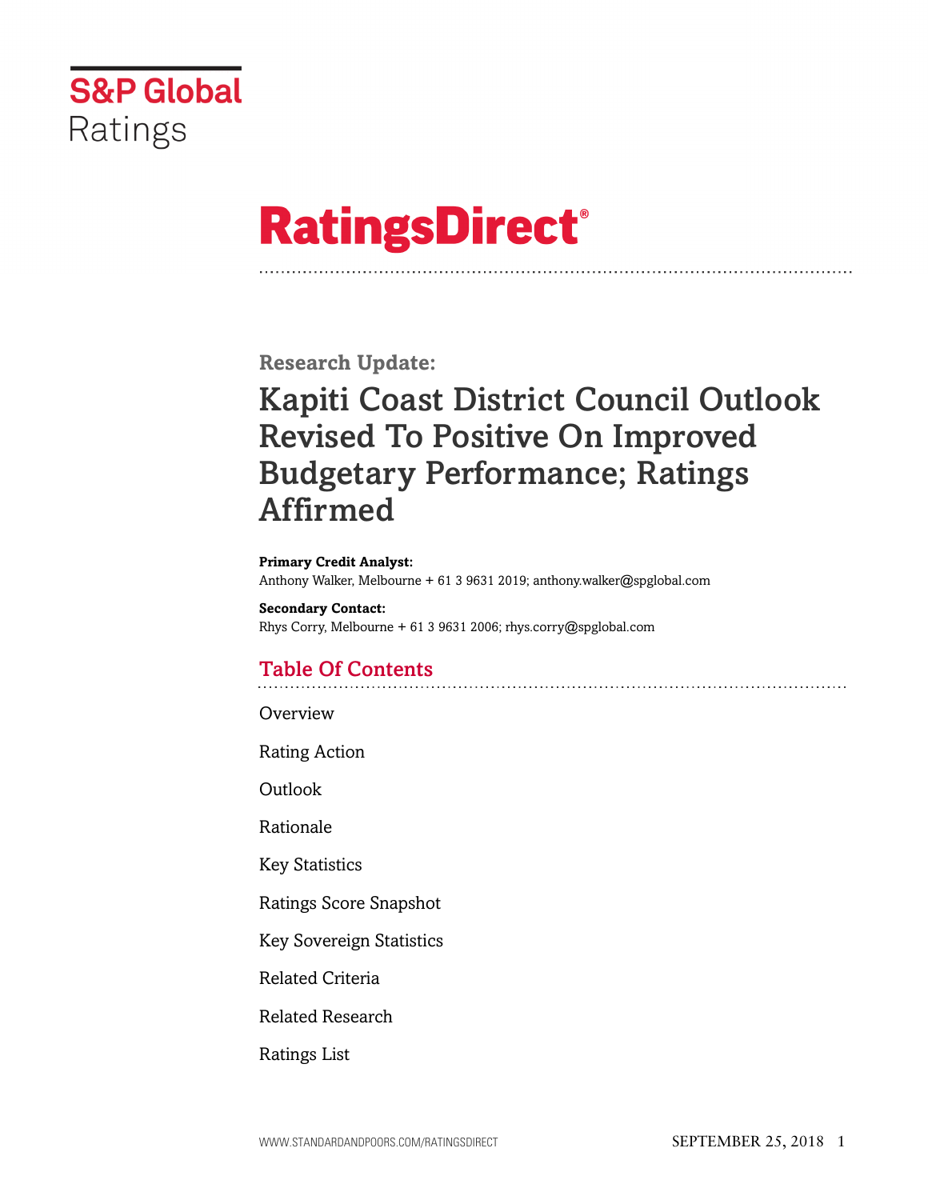S&P Global Ratings

# RatingsDirect®

**Research Update:**

# Kapiti Coast District Council Outlook Revised To Positive On Improved Budgetary Performance; Ratings Affirmed

**Primary Credit Analyst:**
Anthony Walker, Melbourne + 61 3 9631 2019; anthony.walker@spglobal.com

**Secondary Contact:**
Rhys Corry, Melbourne + 61 3 9631 2006; rhys.corry@spglobal.com

## Table Of Contents

Overview

Rating Action

Outlook

Rationale

Key Statistics

Ratings Score Snapshot

Key Sovereign Statistics

Related Criteria

Related Research

Ratings List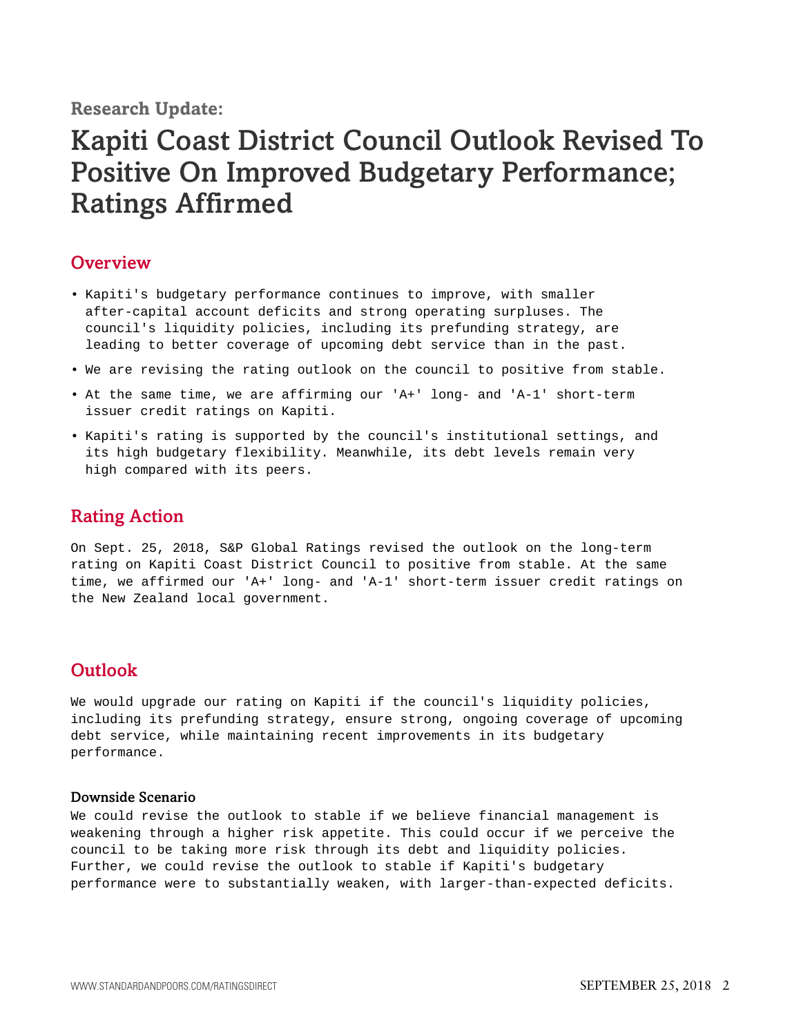**Research Update:**

# Kapiti Coast District Council Outlook Revised To Positive On Improved Budgetary Performance; Ratings Affirmed

## Overview

- Kapiti's budgetary performance continues to improve, with smaller after-capital account deficits and strong operating surpluses. The council's liquidity policies, including its prefunding strategy, are leading to better coverage of upcoming debt service than in the past.
- We are revising the rating outlook on the council to positive from stable.
- At the same time, we are affirming our 'A+' long- and 'A-1' short-term issuer credit ratings on Kapiti.
- Kapiti's rating is supported by the council's institutional settings, and its high budgetary flexibility. Meanwhile, its debt levels remain very high compared with its peers.

## Rating Action

On Sept. 25, 2018, S&P Global Ratings revised the outlook on the long-term rating on Kapiti Coast District Council to positive from stable. At the same time, we affirmed our 'A+' long- and 'A-1' short-term issuer credit ratings on the New Zealand local government.

## Outlook

We would upgrade our rating on Kapiti if the council's liquidity policies, including its prefunding strategy, ensure strong, ongoing coverage of upcoming debt service, while maintaining recent improvements in its budgetary performance.

### Downside Scenario

We could revise the outlook to stable if we believe financial management is weakening through a higher risk appetite. This could occur if we perceive the council to be taking more risk through its debt and liquidity policies. Further, we could revise the outlook to stable if Kapiti's budgetary performance were to substantially weaken, with larger-than-expected deficits.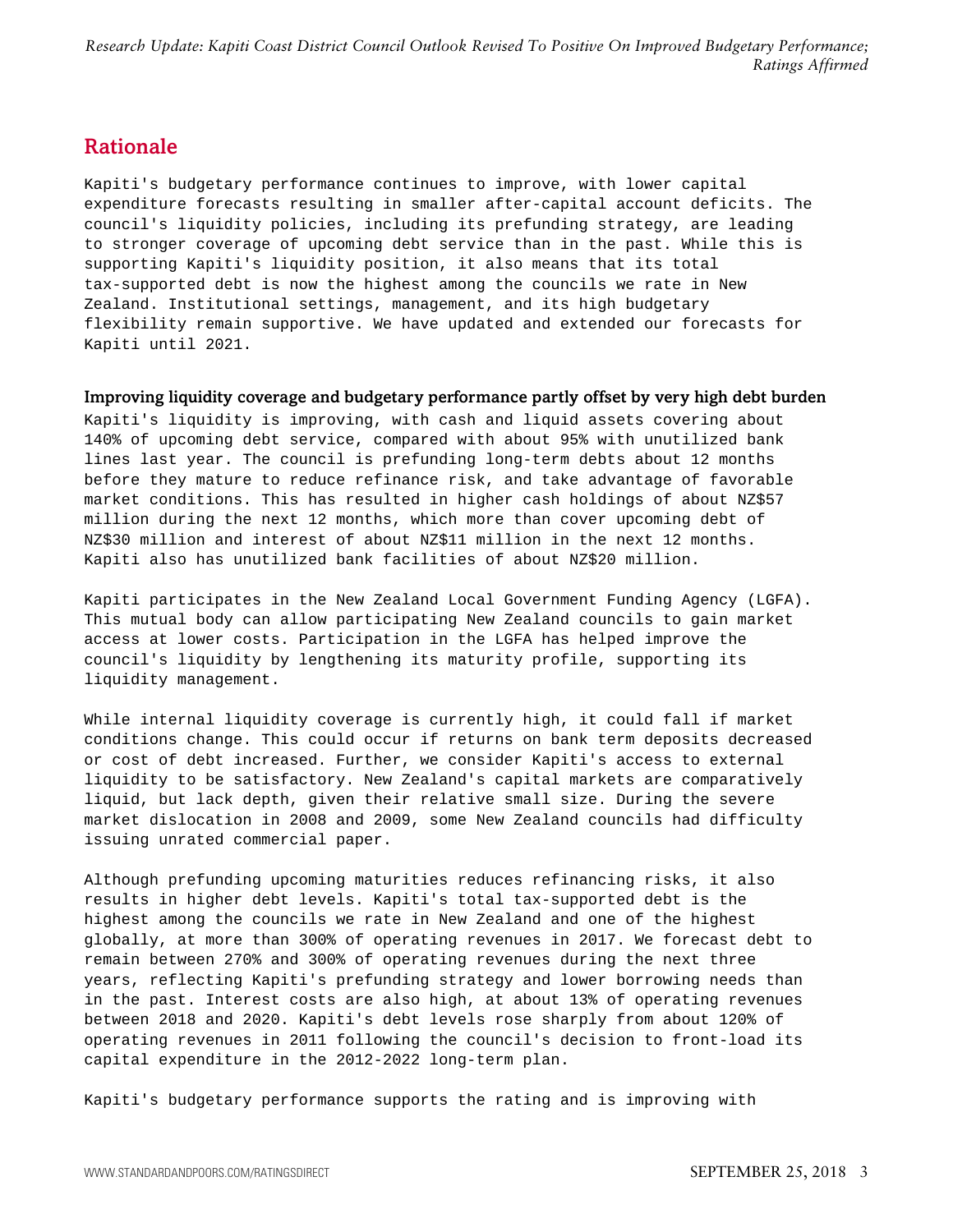## Rationale

Kapiti's budgetary performance continues to improve, with lower capital expenditure forecasts resulting in smaller after-capital account deficits. The council's liquidity policies, including its prefunding strategy, are leading to stronger coverage of upcoming debt service than in the past. While this is supporting Kapiti's liquidity position, it also means that its total tax-supported debt is now the highest among the councils we rate in New Zealand. Institutional settings, management, and its high budgetary flexibility remain supportive. We have updated and extended our forecasts for Kapiti until 2021.

### Improving liquidity coverage and budgetary performance partly offset by very high debt burden

Kapiti's liquidity is improving, with cash and liquid assets covering about 140% of upcoming debt service, compared with about 95% with unutilized bank lines last year. The council is prefunding long-term debts about 12 months before they mature to reduce refinance risk, and take advantage of favorable market conditions. This has resulted in higher cash holdings of about NZ$57 million during the next 12 months, which more than cover upcoming debt of NZ$30 million and interest of about NZ$11 million in the next 12 months. Kapiti also has unutilized bank facilities of about NZ$20 million.

Kapiti participates in the New Zealand Local Government Funding Agency (LGFA). This mutual body can allow participating New Zealand councils to gain market access at lower costs. Participation in the LGFA has helped improve the council's liquidity by lengthening its maturity profile, supporting its liquidity management.

While internal liquidity coverage is currently high, it could fall if market conditions change. This could occur if returns on bank term deposits decreased or cost of debt increased. Further, we consider Kapiti's access to external liquidity to be satisfactory. New Zealand's capital markets are comparatively liquid, but lack depth, given their relative small size. During the severe market dislocation in 2008 and 2009, some New Zealand councils had difficulty issuing unrated commercial paper.

Although prefunding upcoming maturities reduces refinancing risks, it also results in higher debt levels. Kapiti's total tax-supported debt is the highest among the councils we rate in New Zealand and one of the highest globally, at more than 300% of operating revenues in 2017. We forecast debt to remain between 270% and 300% of operating revenues during the next three years, reflecting Kapiti's prefunding strategy and lower borrowing needs than in the past. Interest costs are also high, at about 13% of operating revenues between 2018 and 2020. Kapiti's debt levels rose sharply from about 120% of operating revenues in 2011 following the council's decision to front-load its capital expenditure in the 2012-2022 long-term plan.

Kapiti's budgetary performance supports the rating and is improving with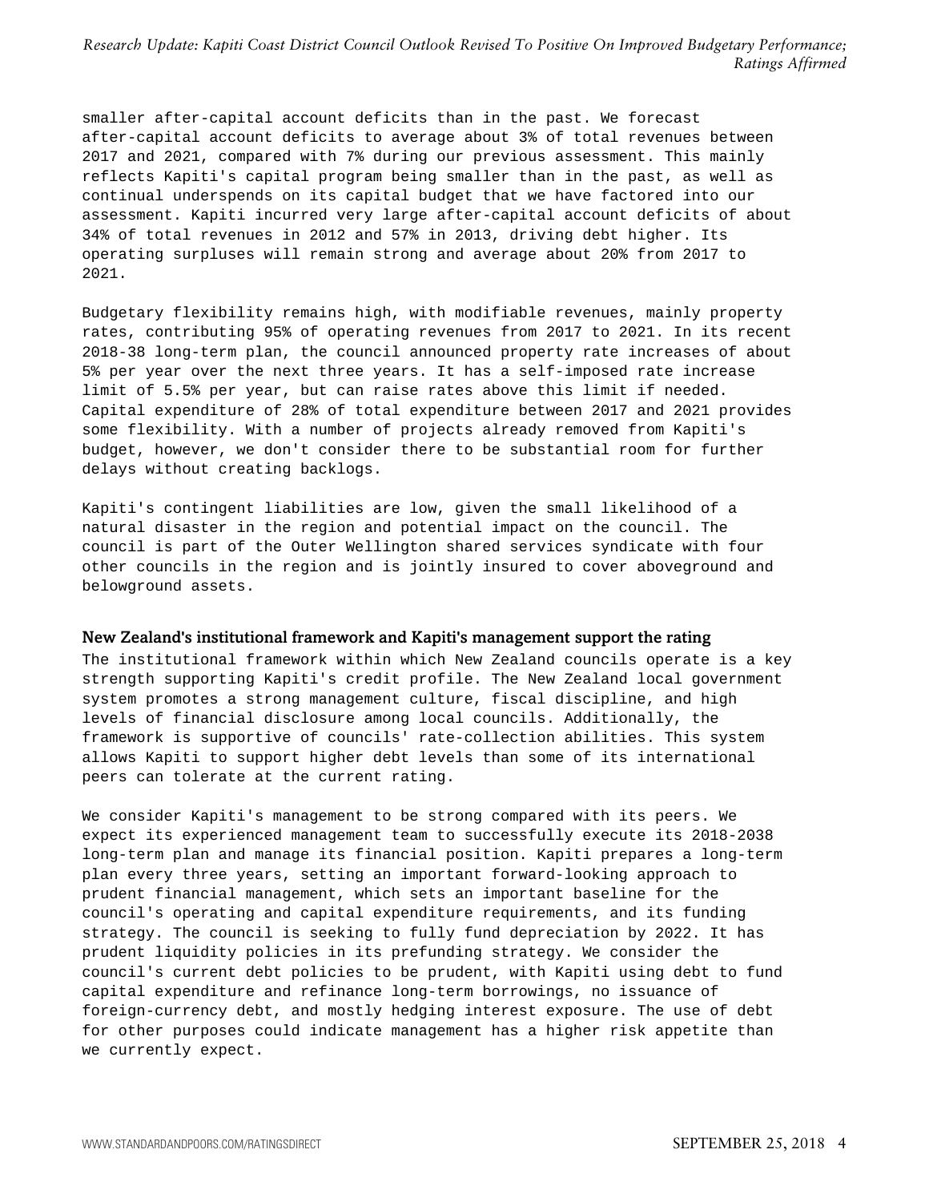smaller after-capital account deficits than in the past. We forecast after-capital account deficits to average about 3% of total revenues between 2017 and 2021, compared with 7% during our previous assessment. This mainly reflects Kapiti's capital program being smaller than in the past, as well as continual underspends on its capital budget that we have factored into our assessment. Kapiti incurred very large after-capital account deficits of about 34% of total revenues in 2012 and 57% in 2013, driving debt higher. Its operating surpluses will remain strong and average about 20% from 2017 to 2021.

Budgetary flexibility remains high, with modifiable revenues, mainly property rates, contributing 95% of operating revenues from 2017 to 2021. In its recent 2018-38 long-term plan, the council announced property rate increases of about 5% per year over the next three years. It has a self-imposed rate increase limit of 5.5% per year, but can raise rates above this limit if needed. Capital expenditure of 28% of total expenditure between 2017 and 2021 provides some flexibility. With a number of projects already removed from Kapiti's budget, however, we don't consider there to be substantial room for further delays without creating backlogs.

Kapiti's contingent liabilities are low, given the small likelihood of a natural disaster in the region and potential impact on the council. The council is part of the Outer Wellington shared services syndicate with four other councils in the region and is jointly insured to cover aboveground and belowground assets.

### New Zealand's institutional framework and Kapiti's management support the rating

The institutional framework within which New Zealand councils operate is a key strength supporting Kapiti's credit profile. The New Zealand local government system promotes a strong management culture, fiscal discipline, and high levels of financial disclosure among local councils. Additionally, the framework is supportive of councils' rate-collection abilities. This system allows Kapiti to support higher debt levels than some of its international peers can tolerate at the current rating.

We consider Kapiti's management to be strong compared with its peers. We expect its experienced management team to successfully execute its 2018-2038 long-term plan and manage its financial position. Kapiti prepares a long-term plan every three years, setting an important forward-looking approach to prudent financial management, which sets an important baseline for the council's operating and capital expenditure requirements, and its funding strategy. The council is seeking to fully fund depreciation by 2022. It has prudent liquidity policies in its prefunding strategy. We consider the council's current debt policies to be prudent, with Kapiti using debt to fund capital expenditure and refinance long-term borrowings, no issuance of foreign-currency debt, and mostly hedging interest exposure. The use of debt for other purposes could indicate management has a higher risk appetite than we currently expect.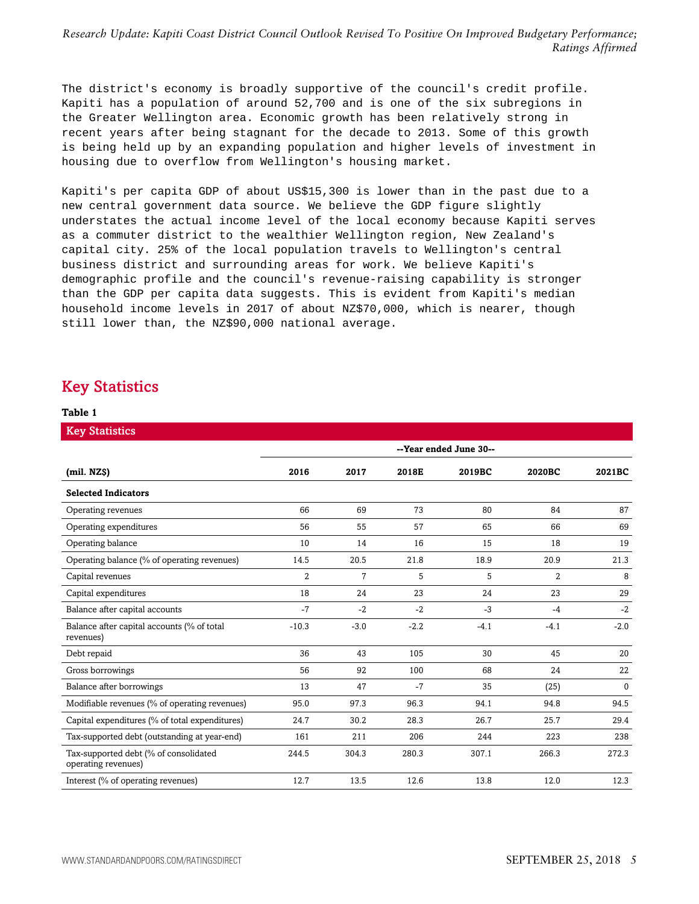The district's economy is broadly supportive of the council's credit profile. Kapiti has a population of around 52,700 and is one of the six subregions in the Greater Wellington area. Economic growth has been relatively strong in recent years after being stagnant for the decade to 2013. Some of this growth is being held up by an expanding population and higher levels of investment in housing due to overflow from Wellington's housing market.

Kapiti's per capita GDP of about US$15,300 is lower than in the past due to a new central government data source. We believe the GDP figure slightly understates the actual income level of the local economy because Kapiti serves as a commuter district to the wealthier Wellington region, New Zealand's capital city. 25% of the local population travels to Wellington's central business district and surrounding areas for work. We believe Kapiti's demographic profile and the council's revenue-raising capability is stronger than the GDP per capita data suggests. This is evident from Kapiti's median household income levels in 2017 of about NZ$70,000, which is nearer, though still lower than, the NZ$90,000 national average.

## Key Statistics

**Table 1**

**Key Statistics**

| | --Year ended June 30-- | | | | | |
|---|---|---|---|---|---|---|
| **(mil. NZ$)** | **2016** | **2017** | **2018E** | **2019BC** | **2020BC** | **2021BC** |
| **Selected Indicators** | | | | | | |
| Operating revenues | 66 | 69 | 73 | 80 | 84 | 87 |
| Operating expenditures | 56 | 55 | 57 | 65 | 66 | 69 |
| Operating balance | 10 | 14 | 16 | 15 | 18 | 19 |
| Operating balance (% of operating revenues) | 14.5 | 20.5 | 21.8 | 18.9 | 20.9 | 21.3 |
| Capital revenues | 2 | 7 | 5 | 5 | 2 | 8 |
| Capital expenditures | 18 | 24 | 23 | 24 | 23 | 29 |
| Balance after capital accounts | -7 | -2 | -2 | -3 | -4 | -2 |
| Balance after capital accounts (% of total revenues) | -10.3 | -3.0 | -2.2 | -4.1 | -4.1 | -2.0 |
| Debt repaid | 36 | 43 | 105 | 30 | 45 | 20 |
| Gross borrowings | 56 | 92 | 100 | 68 | 24 | 22 |
| Balance after borrowings | 13 | 47 | -7 | 35 | (25) | 0 |
| Modifiable revenues (% of operating revenues) | 95.0 | 97.3 | 96.3 | 94.1 | 94.8 | 94.5 |
| Capital expenditures (% of total expenditures) | 24.7 | 30.2 | 28.3 | 26.7 | 25.7 | 29.4 |
| Tax-supported debt (outstanding at year-end) | 161 | 211 | 206 | 244 | 223 | 238 |
| Tax-supported debt (% of consolidated operating revenues) | 244.5 | 304.3 | 280.3 | 307.1 | 266.3 | 272.3 |
| Interest (% of operating revenues) | 12.7 | 13.5 | 12.6 | 13.8 | 12.0 | 12.3 |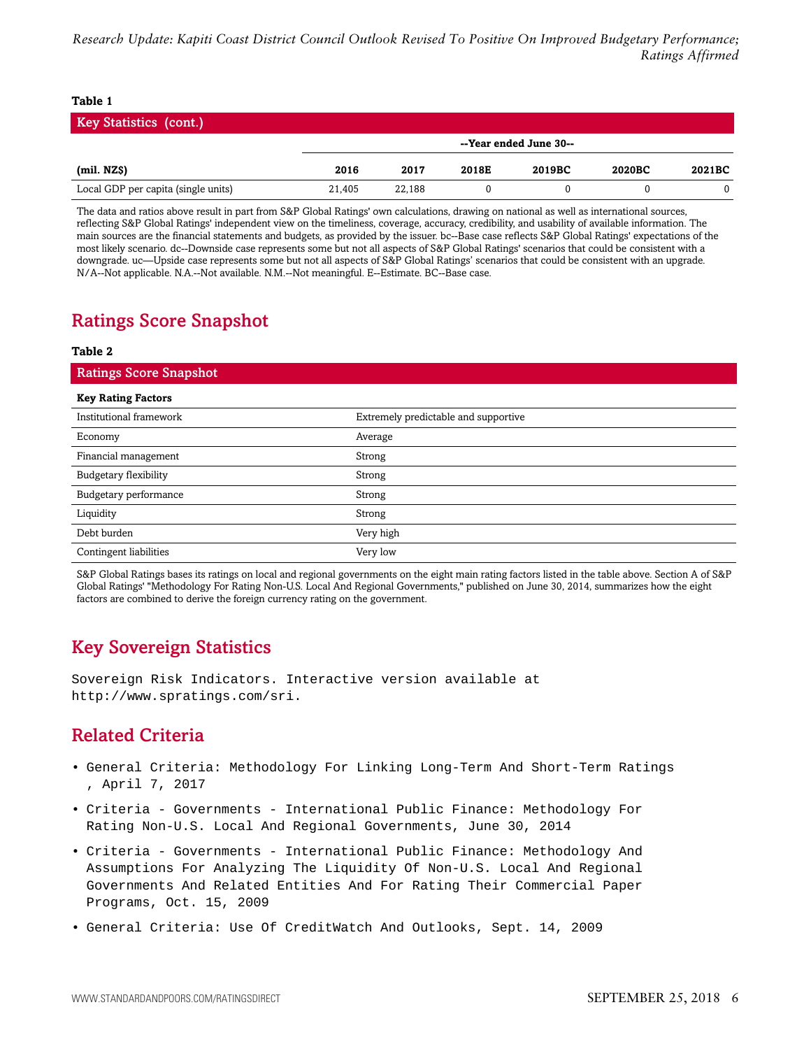**Table 1**

| Key Statistics (cont.) | | | | | | |
|---|---|---|---|---|---|---|
| | --Year ended June 30-- | | | | | |
| (mil. NZ$) | 2016 | 2017 | 2018E | 2019BC | 2020BC | 2021BC |
| Local GDP per capita (single units) | 21,405 | 22,188 | 0 | 0 | 0 | 0 |

The data and ratios above result in part from S&P Global Ratings' own calculations, drawing on national as well as international sources, reflecting S&P Global Ratings' independent view on the timeliness, coverage, accuracy, credibility, and usability of available information. The main sources are the financial statements and budgets, as provided by the issuer. bc--Base case reflects S&P Global Ratings' expectations of the most likely scenario. dc--Downside case represents some but not all aspects of S&P Global Ratings' scenarios that could be consistent with a downgrade. uc—Upside case represents some but not all aspects of S&P Global Ratings' scenarios that could be consistent with an upgrade. N/A--Not applicable. N.A.--Not available. N.M.--Not meaningful. E--Estimate. BC--Base case.

## Ratings Score Snapshot

**Table 2**

| Ratings Score Snapshot | |
|---|---|
| **Key Rating Factors** | |
| Institutional framework | Extremely predictable and supportive |
| Economy | Average |
| Financial management | Strong |
| Budgetary flexibility | Strong |
| Budgetary performance | Strong |
| Liquidity | Strong |
| Debt burden | Very high |
| Contingent liabilities | Very low |

S&P Global Ratings bases its ratings on local and regional governments on the eight main rating factors listed in the table above. Section A of S&P Global Ratings' "Methodology For Rating Non-U.S. Local And Regional Governments," published on June 30, 2014, summarizes how the eight factors are combined to derive the foreign currency rating on the government.

## Key Sovereign Statistics

Sovereign Risk Indicators. Interactive version available at http://www.spratings.com/sri.

## Related Criteria

- General Criteria: Methodology For Linking Long-Term And Short-Term Ratings , April 7, 2017
- Criteria - Governments - International Public Finance: Methodology For Rating Non-U.S. Local And Regional Governments, June 30, 2014
- Criteria - Governments - International Public Finance: Methodology And Assumptions For Analyzing The Liquidity Of Non-U.S. Local And Regional Governments And Related Entities And For Rating Their Commercial Paper Programs, Oct. 15, 2009
- General Criteria: Use Of CreditWatch And Outlooks, Sept. 14, 2009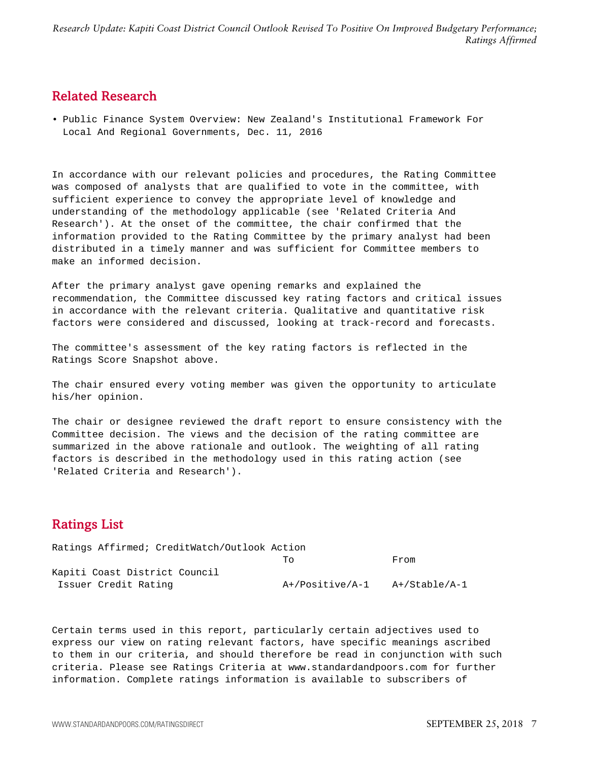## Related Research

- Public Finance System Overview: New Zealand's Institutional Framework For Local And Regional Governments, Dec. 11, 2016

In accordance with our relevant policies and procedures, the Rating Committee was composed of analysts that are qualified to vote in the committee, with sufficient experience to convey the appropriate level of knowledge and understanding of the methodology applicable (see 'Related Criteria And Research'). At the onset of the committee, the chair confirmed that the information provided to the Rating Committee by the primary analyst had been distributed in a timely manner and was sufficient for Committee members to make an informed decision.

After the primary analyst gave opening remarks and explained the recommendation, the Committee discussed key rating factors and critical issues in accordance with the relevant criteria. Qualitative and quantitative risk factors were considered and discussed, looking at track-record and forecasts.

The committee's assessment of the key rating factors is reflected in the Ratings Score Snapshot above.

The chair ensured every voting member was given the opportunity to articulate his/her opinion.

The chair or designee reviewed the draft report to ensure consistency with the Committee decision. The views and the decision of the rating committee are summarized in the above rationale and outlook. The weighting of all rating factors is described in the methodology used in this rating action (see 'Related Criteria and Research').

## Ratings List

| Ratings Affirmed; CreditWatch/Outlook Action | | |
|---|---|---|
| | To | From |
| Kapiti Coast District Council | | |
| Issuer Credit Rating | A+/Positive/A-1 | A+/Stable/A-1 |

Certain terms used in this report, particularly certain adjectives used to express our view on rating relevant factors, have specific meanings ascribed to them in our criteria, and should therefore be read in conjunction with such criteria. Please see Ratings Criteria at www.standardandpoors.com for further information. Complete ratings information is available to subscribers of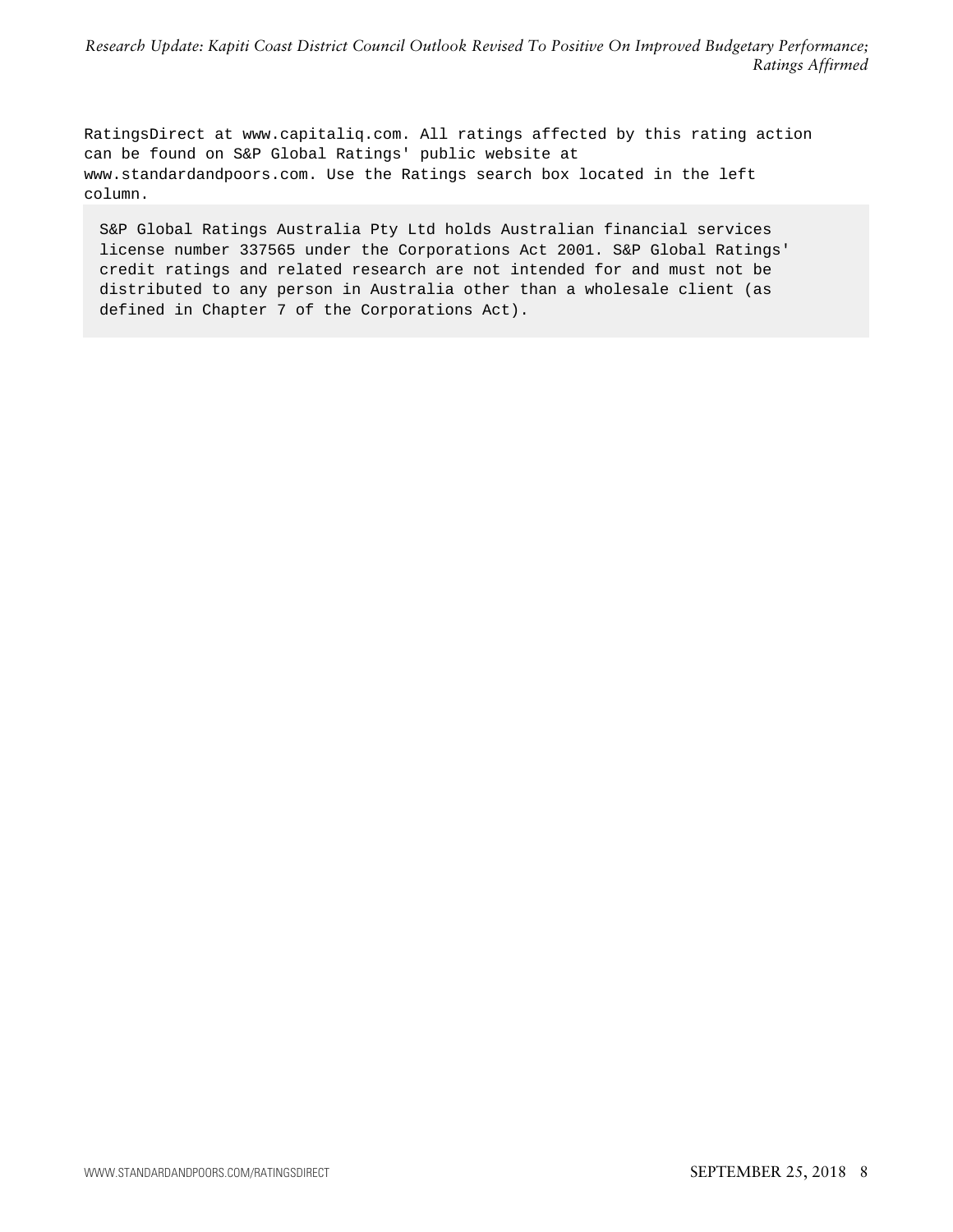RatingsDirect at www.capitaliq.com. All ratings affected by this rating action can be found on S&P Global Ratings' public website at www.standardandpoors.com. Use the Ratings search box located in the left column.

S&P Global Ratings Australia Pty Ltd holds Australian financial services license number 337565 under the Corporations Act 2001. S&P Global Ratings' credit ratings and related research are not intended for and must not be distributed to any person in Australia other than a wholesale client (as defined in Chapter 7 of the Corporations Act).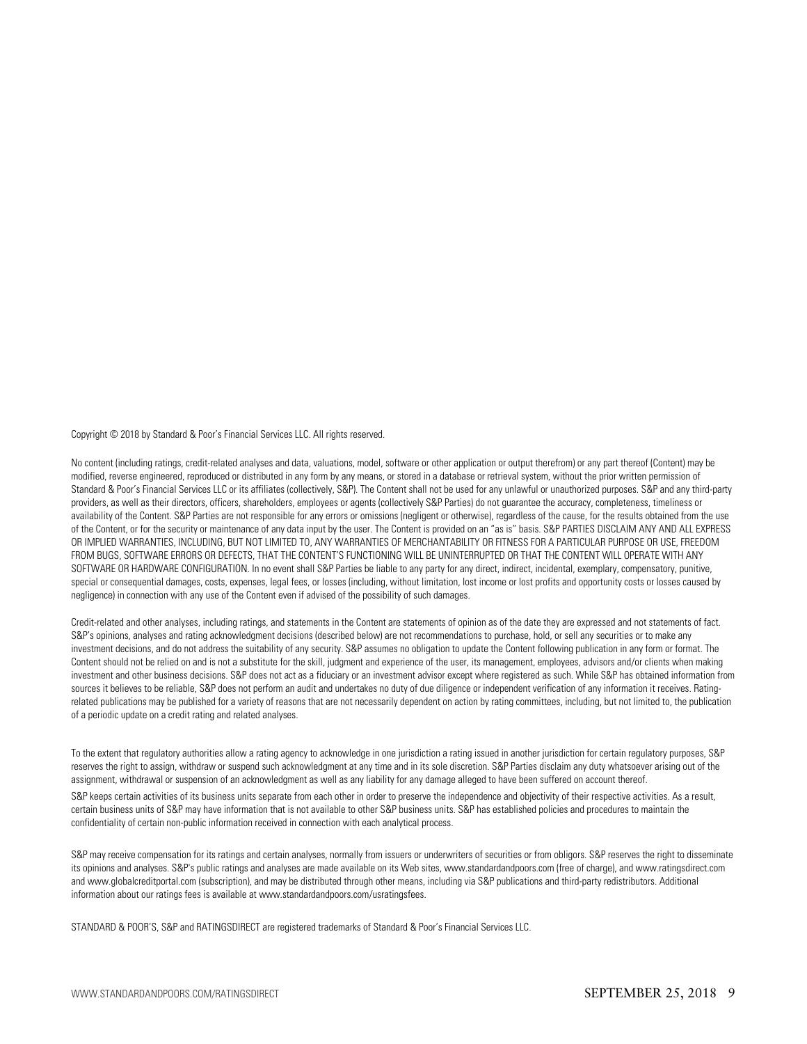Copyright © 2018 by Standard & Poor's Financial Services LLC. All rights reserved.

No content (including ratings, credit-related analyses and data, valuations, model, software or other application or output therefrom) or any part thereof (Content) may be modified, reverse engineered, reproduced or distributed in any form by any means, or stored in a database or retrieval system, without the prior written permission of Standard & Poor's Financial Services LLC or its affiliates (collectively, S&P). The Content shall not be used for any unlawful or unauthorized purposes. S&P and any third-party providers, as well as their directors, officers, shareholders, employees or agents (collectively S&P Parties) do not guarantee the accuracy, completeness, timeliness or availability of the Content. S&P Parties are not responsible for any errors or omissions (negligent or otherwise), regardless of the cause, for the results obtained from the use of the Content, or for the security or maintenance of any data input by the user. The Content is provided on an "as is" basis. S&P PARTIES DISCLAIM ANY AND ALL EXPRESS OR IMPLIED WARRANTIES, INCLUDING, BUT NOT LIMITED TO, ANY WARRANTIES OF MERCHANTABILITY OR FITNESS FOR A PARTICULAR PURPOSE OR USE, FREEDOM FROM BUGS, SOFTWARE ERRORS OR DEFECTS, THAT THE CONTENT'S FUNCTIONING WILL BE UNINTERRUPTED OR THAT THE CONTENT WILL OPERATE WITH ANY SOFTWARE OR HARDWARE CONFIGURATION. In no event shall S&P Parties be liable to any party for any direct, indirect, incidental, exemplary, compensatory, punitive, special or consequential damages, costs, expenses, legal fees, or losses (including, without limitation, lost income or lost profits and opportunity costs or losses caused by negligence) in connection with any use of the Content even if advised of the possibility of such damages.

Credit-related and other analyses, including ratings, and statements in the Content are statements of opinion as of the date they are expressed and not statements of fact. S&P's opinions, analyses and rating acknowledgment decisions (described below) are not recommendations to purchase, hold, or sell any securities or to make any investment decisions, and do not address the suitability of any security. S&P assumes no obligation to update the Content following publication in any form or format. The Content should not be relied on and is not a substitute for the skill, judgment and experience of the user, its management, employees, advisors and/or clients when making investment and other business decisions. S&P does not act as a fiduciary or an investment advisor except where registered as such. While S&P has obtained information from sources it believes to be reliable, S&P does not perform an audit and undertakes no duty of due diligence or independent verification of any information it receives. Rating-related publications may be published for a variety of reasons that are not necessarily dependent on action by rating committees, including, but not limited to, the publication of a periodic update on a credit rating and related analyses.

To the extent that regulatory authorities allow a rating agency to acknowledge in one jurisdiction a rating issued in another jurisdiction for certain regulatory purposes, S&P reserves the right to assign, withdraw or suspend such acknowledgment at any time and in its sole discretion. S&P Parties disclaim any duty whatsoever arising out of the assignment, withdrawal or suspension of an acknowledgment as well as any liability for any damage alleged to have been suffered on account thereof.

S&P keeps certain activities of its business units separate from each other in order to preserve the independence and objectivity of their respective activities. As a result, certain business units of S&P may have information that is not available to other S&P business units. S&P has established policies and procedures to maintain the confidentiality of certain non-public information received in connection with each analytical process.

S&P may receive compensation for its ratings and certain analyses, normally from issuers or underwriters of securities or from obligors. S&P reserves the right to disseminate its opinions and analyses. S&P's public ratings and analyses are made available on its Web sites, www.standardandpoors.com (free of charge), and www.ratingsdirect.com and www.globalcreditportal.com (subscription), and may be distributed through other means, including via S&P publications and third-party redistributors. Additional information about our ratings fees is available at www.standardandpoors.com/usratingsfees.

STANDARD & POOR'S, S&P and RATINGSDIRECT are registered trademarks of Standard & Poor's Financial Services LLC.